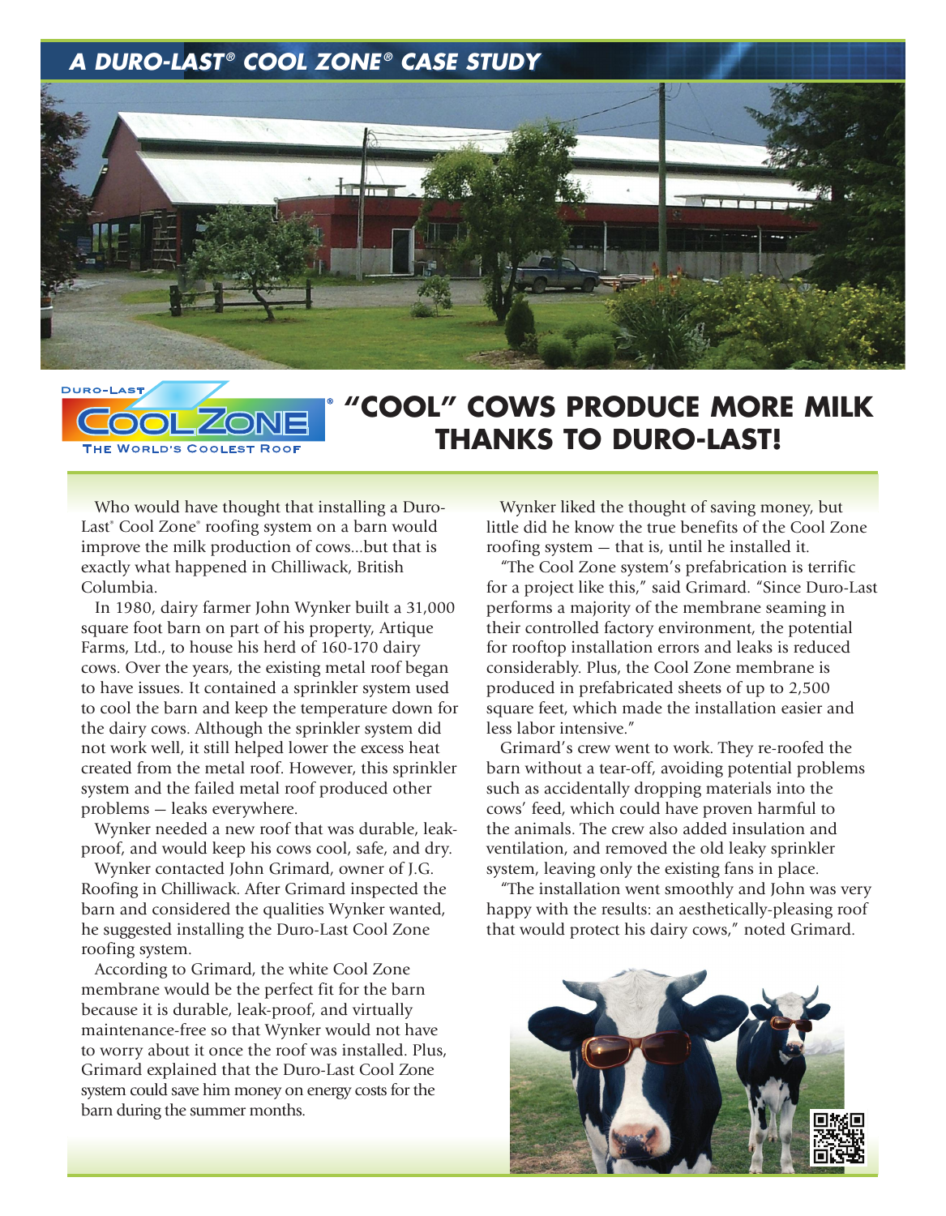## A DURO-LAST® COOL ZONE® CASE STUDY

# "COOL" COWS PRODUCE MORE MILK THANKS TO DURO-LAST!

Who would have thought that installing a Duro-Last® Cool Zone® roofing system on a barn would improve the milk production of cows...but that is exactly what happened in Chilliwack, British Columbia.

In 1980, dairy farmer John Wynker built a 31,000 square foot barn on part of his property, Artique Farms, Ltd., to house his herd of 160-170 dairy cows. Over the years, the existing metal roof began to have issues. It contained a sprinkler system used to cool the barn and keep the temperature down for the dairy cows. Although the sprinkler system did not work well, it still helped lower the excess heat created from the metal roof. However, this sprinkler system and the failed metal roof produced other problems – leaks everywhere.

Wynker needed a new roof that was durable, leak-proof, and would keep his cows cool, safe, and dry.

Wynker contacted John Grimard, owner of J.G. Roofing in Chilliwack. After Grimard inspected the barn and considered the qualities Wynker wanted, he suggested installing the Duro-Last Cool Zone roofing system.

According to Grimard, the white Cool Zone membrane would be the perfect fit for the barn because it is durable, leak-proof, and virtually maintenance-free so that Wynker would not have to worry about it once the roof was installed. Plus, Grimard explained that the Duro-Last Cool Zone system could save him money on energy costs for the barn during the summer months.

Wynker liked the thought of saving money, but little did he know the true benefits of the Cool Zone roofing system – that is, until he installed it.

"The Cool Zone system's prefabrication is terrific for a project like this," said Grimard. "Since Duro-Last performs a majority of the membrane seaming in their controlled factory environment, the potential for rooftop installation errors and leaks is reduced considerably. Plus, the Cool Zone membrane is produced in prefabricated sheets of up to 2,500 square feet, which made the installation easier and less labor intensive."

Grimard's crew went to work. They re-roofed the barn without a tear-off, avoiding potential problems such as accidentally dropping materials into the cows' feed, which could have proven harmful to the animals. The crew also added insulation and ventilation, and removed the old leaky sprinkler system, leaving only the existing fans in place.

"The installation went smoothly and John was very happy with the results: an aesthetically-pleasing roof that would protect his dairy cows," noted Grimard.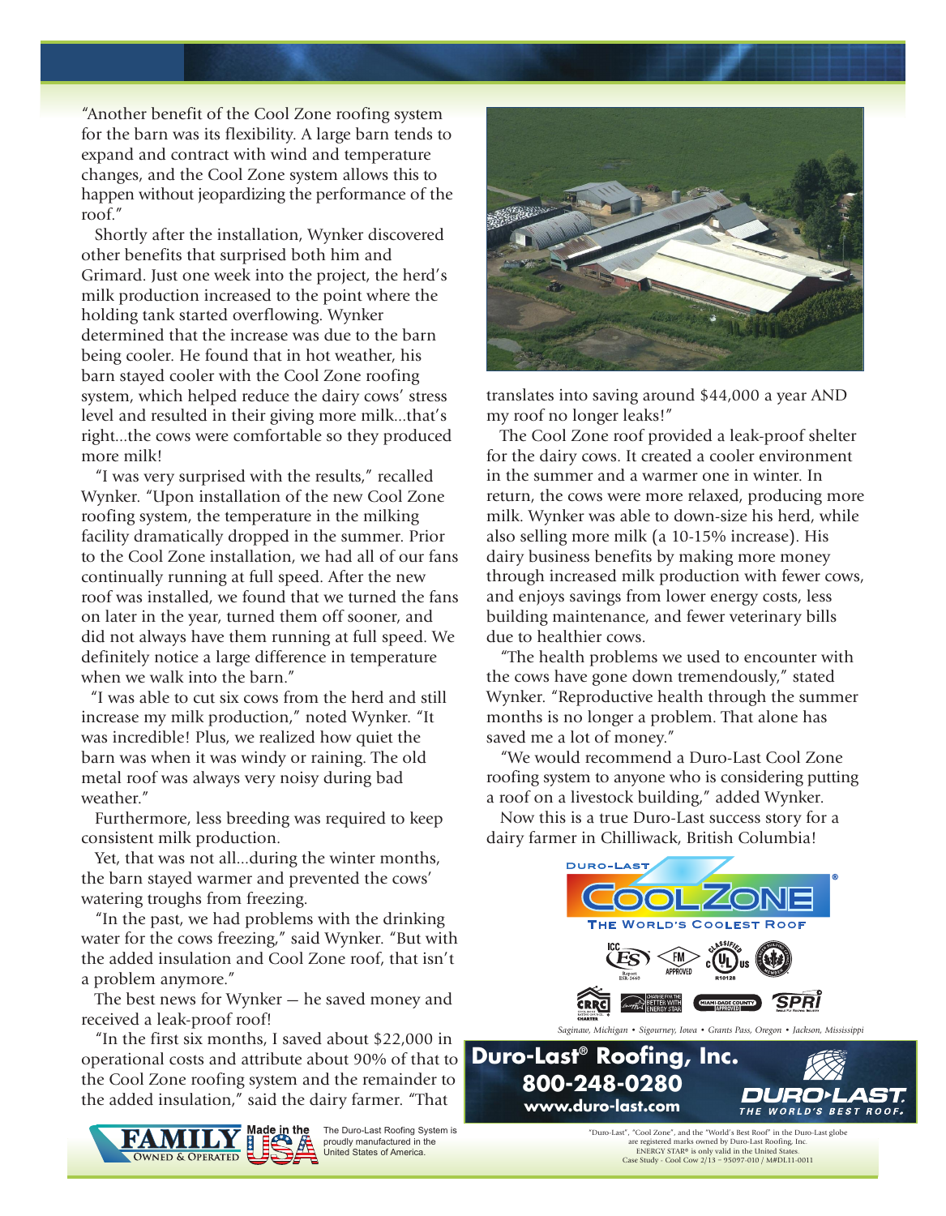"Another benefit of the Cool Zone roofing system for the barn was its flexibility. A large barn tends to expand and contract with wind and temperature changes, and the Cool Zone system allows this to happen without jeopardizing the performance of the roof."

Shortly after the installation, Wynker discovered other benefits that surprised both him and Grimard. Just one week into the project, the herd's milk production increased to the point where the holding tank started overflowing. Wynker determined that the increase was due to the barn being cooler. He found that in hot weather, his barn stayed cooler with the Cool Zone roofing system, which helped reduce the dairy cows' stress level and resulted in their giving more milk...that's right...the cows were comfortable so they produced more milk!

"I was very surprised with the results," recalled Wynker. "Upon installation of the new Cool Zone roofing system, the temperature in the milking facility dramatically dropped in the summer. Prior to the Cool Zone installation, we had all of our fans continually running at full speed. After the new roof was installed, we found that we turned the fans on later in the year, turned them off sooner, and did not always have them running at full speed. We definitely notice a large difference in temperature when we walk into the barn."

"I was able to cut six cows from the herd and still increase my milk production," noted Wynker. "It was incredible! Plus, we realized how quiet the barn was when it was windy or raining. The old metal roof was always very noisy during bad weather."

Furthermore, less breeding was required to keep consistent milk production.

Yet, that was not all...during the winter months, the barn stayed warmer and prevented the cows' watering troughs from freezing.

"In the past, we had problems with the drinking water for the cows freezing," said Wynker. "But with the added insulation and Cool Zone roof, that isn't a problem anymore."

The best news for Wynker — he saved money and received a leak-proof roof!

"In the first six months, I saved about $22,000 in operational costs and attribute about 90% of that to the Cool Zone roofing system and the remainder to the added insulation," said the dairy farmer. "That translates into saving around $44,000 a year AND my roof no longer leaks!"

The Cool Zone roof provided a leak-proof shelter for the dairy cows. It created a cooler environment in the summer and a warmer one in winter. In return, the cows were more relaxed, producing more milk. Wynker was able to down-size his herd, while also selling more milk (a 10-15% increase). His dairy business benefits by making more money through increased milk production with fewer cows, and enjoys savings from lower energy costs, less building maintenance, and fewer veterinary bills due to healthier cows.

"The health problems we used to encounter with the cows have gone down tremendously," stated Wynker. "Reproductive health through the summer months is no longer a problem. That alone has saved me a lot of money."

"We would recommend a Duro-Last Cool Zone roofing system to anyone who is considering putting a roof on a livestock building," added Wynker.

Now this is a true Duro-Last success story for a dairy farmer in Chilliwack, British Columbia!

DURO-LAST COOL ZONE®

THE WORLD'S COOLEST ROOF

*Saginaw, Michigan • Sigourney, Iowa • Grants Pass, Oregon • Jackson, Mississippi*

**Duro-Last® Roofing, Inc.**
**800-248-0280**
**www.duro-last.com**

DURO-LAST THE WORLD'S BEST ROOF.

FAMILY OWNED & OPERATED — Made in the USA — The Duro-Last Roofing System is proudly manufactured in the United States of America.

"Duro-Last", "Cool Zone", and the "World's Best Roof" in the Duro-Last globe are registered marks owned by Duro-Last Roofing, Inc.
ENERGY STAR® is only valid in the United States.
Case Study - Cool Cow 2/13 – 95097-010 / M#DL11-0011